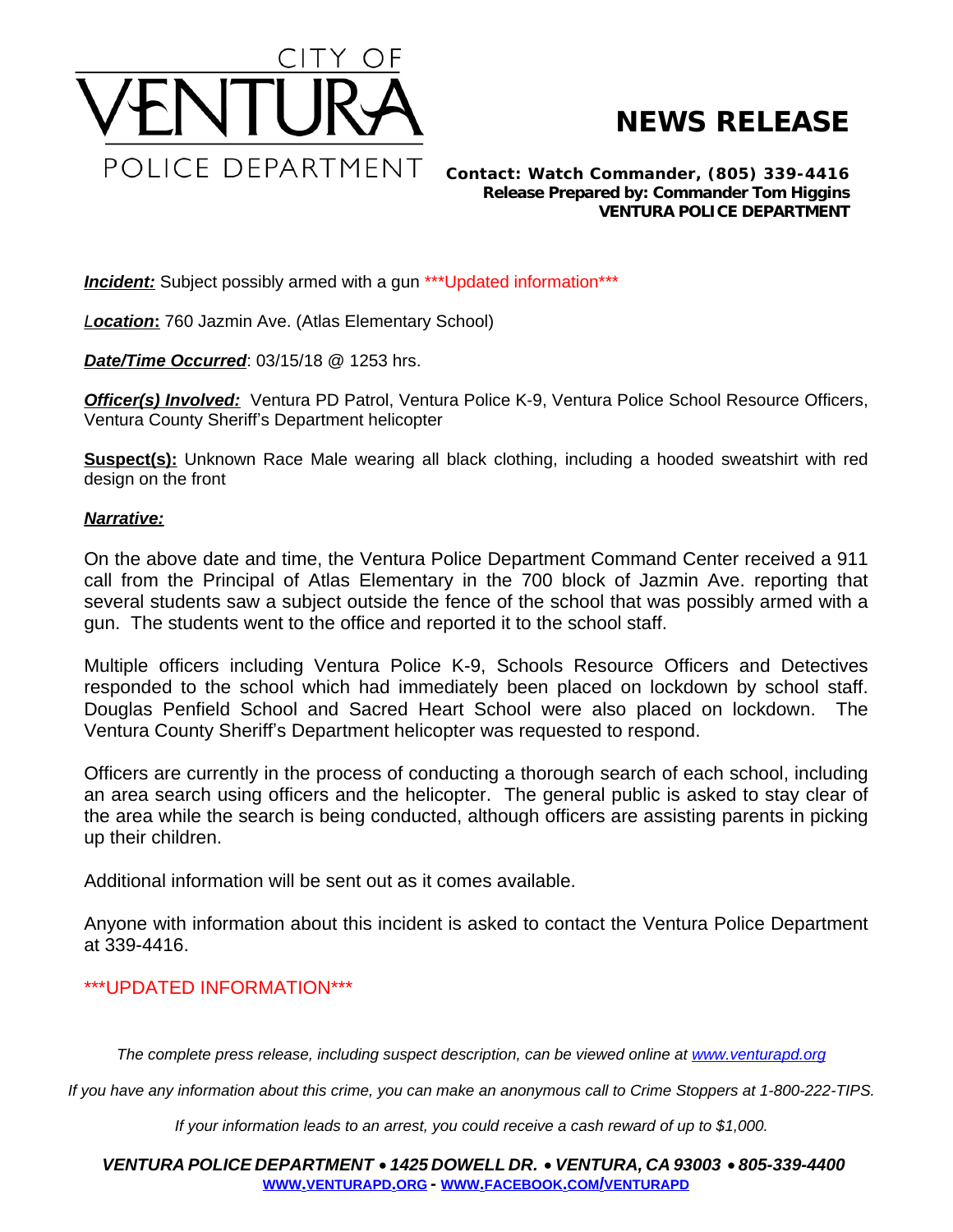CITY OF

# VENTURA

POLICE DEPARTMENT

# NEWS RELEASE

**Contact: Watch Commander, (805) 339-4416**
**Release Prepared by: Commander Tom Higgins**
**VENTURA POLICE DEPARTMENT**

***Incident:*** Subject possibly armed with a gun ***Updated information***

***Location*:** 760 Jazmin Ave. (Atlas Elementary School)

***Date/Time Occurred***: 03/15/18 @ 1253 hrs.

***Officer(s) Involved:*** Ventura PD Patrol, Ventura Police K-9, Ventura Police School Resource Officers, Ventura County Sheriff's Department helicopter

**Suspect(s):** Unknown Race Male wearing all black clothing, including a hooded sweatshirt with red design on the front

***Narrative:***

On the above date and time, the Ventura Police Department Command Center received a 911 call from the Principal of Atlas Elementary in the 700 block of Jazmin Ave. reporting that several students saw a subject outside the fence of the school that was possibly armed with a gun. The students went to the office and reported it to the school staff.

Multiple officers including Ventura Police K-9, Schools Resource Officers and Detectives responded to the school which had immediately been placed on lockdown by school staff. Douglas Penfield School and Sacred Heart School were also placed on lockdown. The Ventura County Sheriff's Department helicopter was requested to respond.

Officers are currently in the process of conducting a thorough search of each school, including an area search using officers and the helicopter. The general public is asked to stay clear of the area while the search is being conducted, although officers are assisting parents in picking up their children.

Additional information will be sent out as it comes available.

Anyone with information about this incident is asked to contact the Ventura Police Department at 339-4416.

***UPDATED INFORMATION***

*The complete press release, including suspect description, can be viewed online at [www.venturapd.org](http://www.venturapd.org)*

*If you have any information about this crime, you can make an anonymous call to Crime Stoppers at 1-800-222-TIPS.*

*If your information leads to an arrest, you could receive a cash reward of up to $1,000.*

***VENTURA POLICE DEPARTMENT • 1425 DOWELL DR. • VENTURA, CA 93003 • 805-339-4400***
**WWW.VENTURAPD.ORG - WWW.FACEBOOK.COM/VENTURAPD**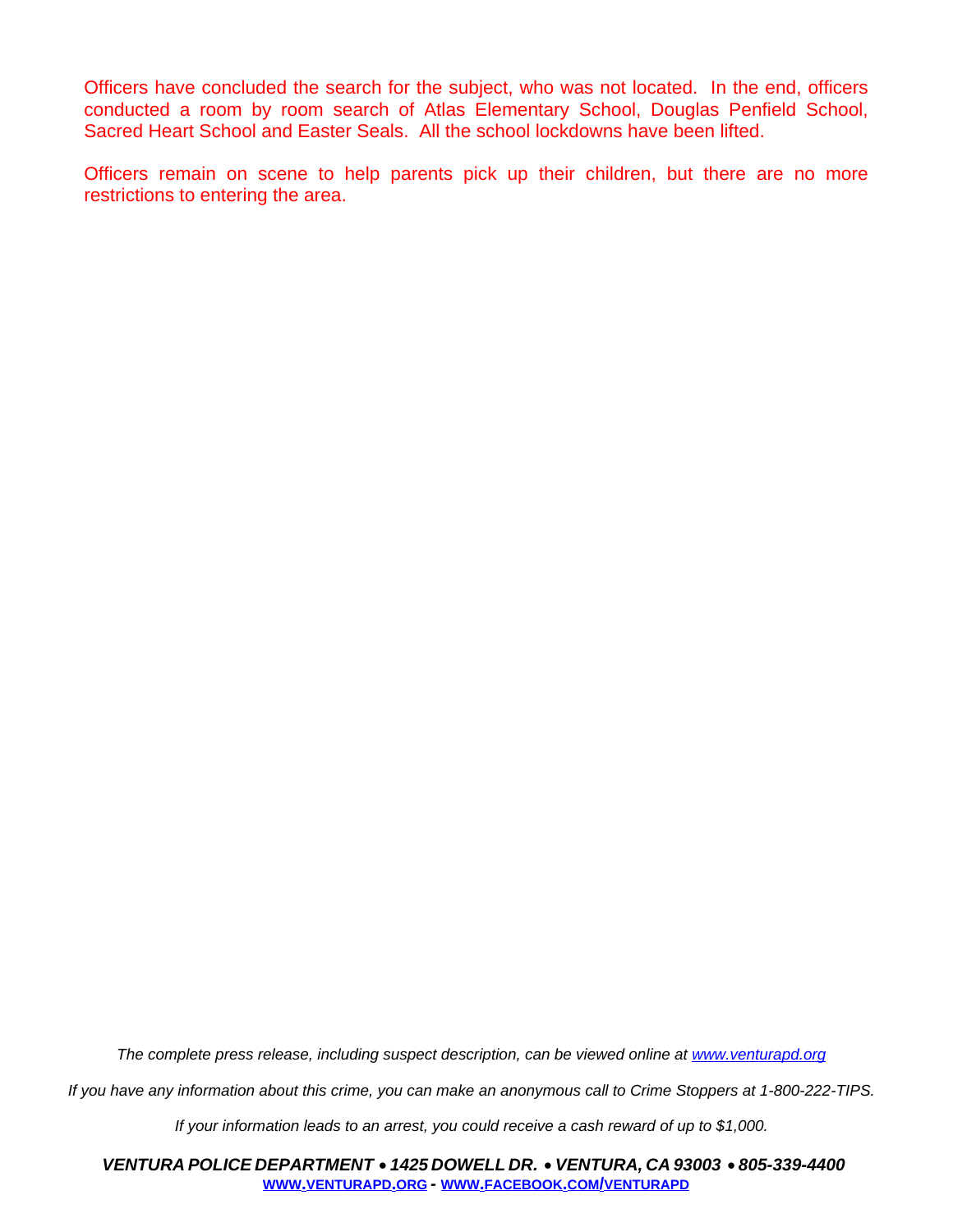Officers have concluded the search for the subject, who was not located. In the end, officers conducted a room by room search of Atlas Elementary School, Douglas Penfield School, Sacred Heart School and Easter Seals. All the school lockdowns have been lifted.

Officers remain on scene to help parents pick up their children, but there are no more restrictions to entering the area.

*The complete press release, including suspect description, can be viewed online at [www.venturapd.org](http://www.venturapd.org)*

*If you have any information about this crime, you can make an anonymous call to Crime Stoppers at 1-800-222-TIPS.*

*If your information leads to an arrest, you could receive a cash reward of up to $1,000.*

***VENTURA POLICE DEPARTMENT • 1425 DOWELL DR. • VENTURA, CA 93003 • 805-339-4400***

**[WWW.VENTURAPD.ORG](http://www.venturapd.org) - [WWW.FACEBOOK.COM/VENTURAPD](http://www.facebook.com/venturapd)**